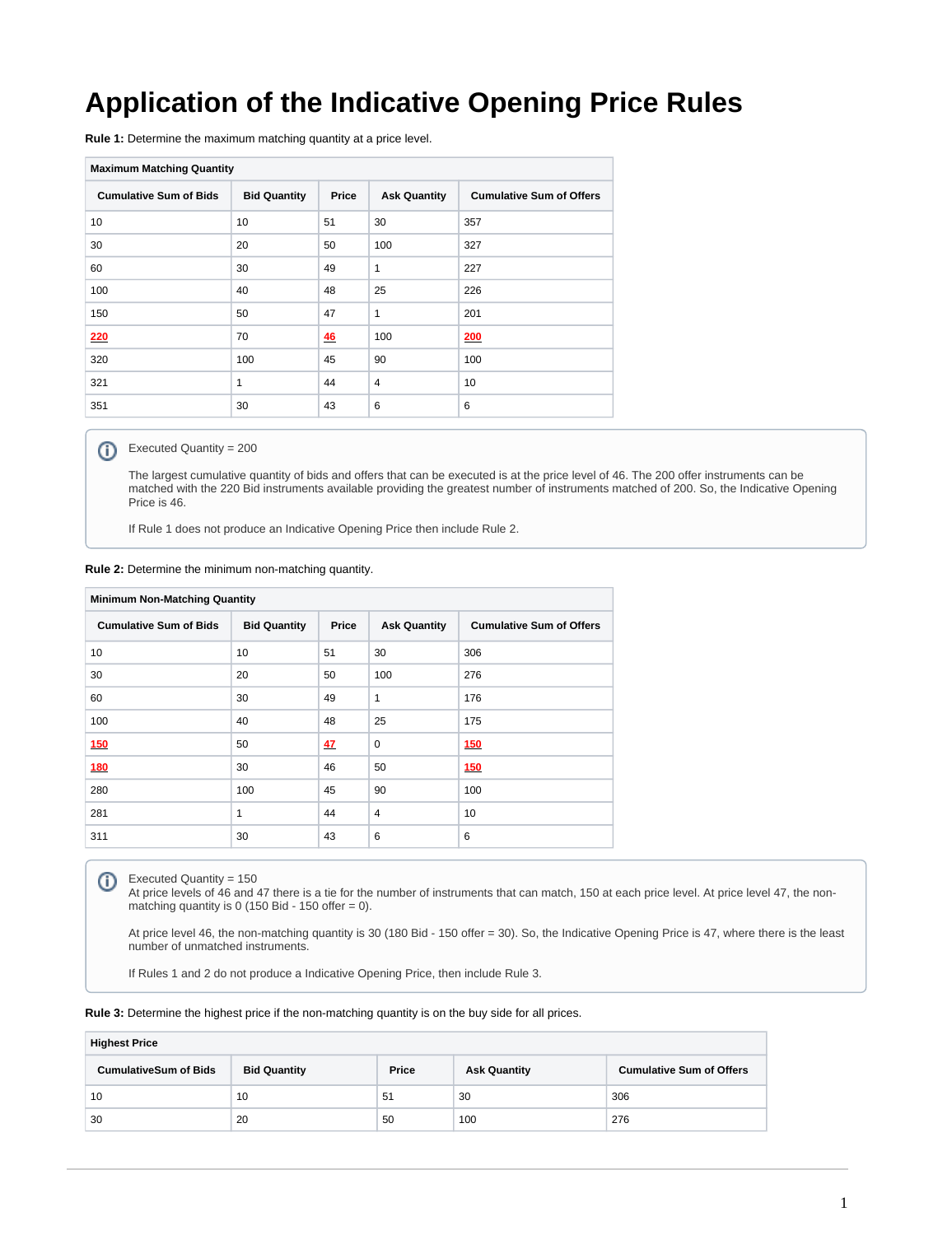# Application of the Indicative Opening Price Rules

**Rule 1:** Determine the maximum matching quantity at a price level.

| Maximum Matching Quantity | | | | |
|---|---|---|---|---|
| **Cumulative Sum of Bids** | **Bid Quantity** | **Price** | **Ask Quantity** | **Cumulative Sum of Offers** |
| 10 | 10 | 51 | 30 | 357 |
| 30 | 20 | 50 | 100 | 327 |
| 60 | 30 | 49 | 1 | 227 |
| 100 | 40 | 48 | 25 | 226 |
| 150 | 50 | 47 | 1 | 201 |
| **220** | 70 | **46** | 100 | **200** |
| 320 | 100 | 45 | 90 | 100 |
| 321 | 1 | 44 | 4 | 10 |
| 351 | 30 | 43 | 6 | 6 |

> Executed Quantity = 200
>
> The largest cumulative quantity of bids and offers that can be executed is at the price level of 46. The 200 offer instruments can be matched with the 220 Bid instruments available providing the greatest number of instruments matched of 200. So, the Indicative Opening Price is 46.
>
> If Rule 1 does not produce an Indicative Opening Price then include Rule 2.

**Rule 2:** Determine the minimum non-matching quantity.

| Minimum Non-Matching Quantity | | | | |
|---|---|---|---|---|
| **Cumulative Sum of Bids** | **Bid Quantity** | **Price** | **Ask Quantity** | **Cumulative Sum of Offers** |
| 10 | 10 | 51 | 30 | 306 |
| 30 | 20 | 50 | 100 | 276 |
| 60 | 30 | 49 | 1 | 176 |
| 100 | 40 | 48 | 25 | 175 |
| **150** | 50 | **47** | 0 | **150** |
| **180** | 30 | 46 | 50 | **150** |
| 280 | 100 | 45 | 90 | 100 |
| 281 | 1 | 44 | 4 | 10 |
| 311 | 30 | 43 | 6 | 6 |

> Executed Quantity = 150
> At price levels of 46 and 47 there is a tie for the number of instruments that can match, 150 at each price level. At price level 47, the non-matching quantity is 0 (150 Bid - 150 offer = 0).
>
> At price level 46, the non-matching quantity is 30 (180 Bid - 150 offer = 30). So, the Indicative Opening Price is 47, where there is the least number of unmatched instruments.
>
> If Rules 1 and 2 do not produce a Indicative Opening Price, then include Rule 3.

**Rule 3:** Determine the highest price if the non-matching quantity is on the buy side for all prices.

| Highest Price | | | | |
|---|---|---|---|---|
| **CumulativeSum of Bids** | **Bid Quantity** | **Price** | **Ask Quantity** | **Cumulative Sum of Offers** |
| 10 | 10 | 51 | 30 | 306 |
| 30 | 20 | 50 | 100 | 276 |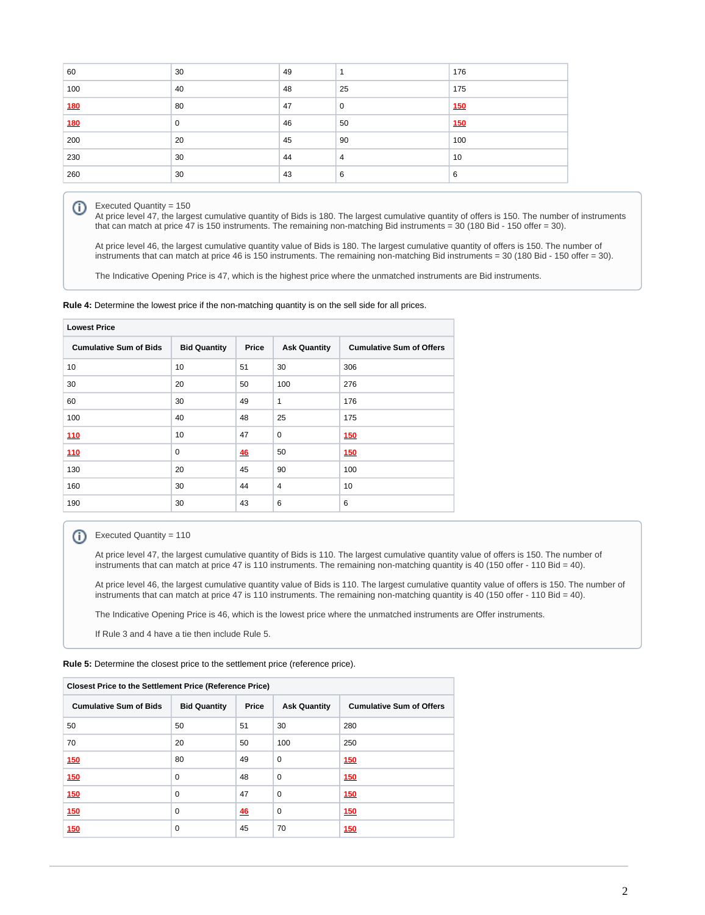| | | | | |
|---|---|---|---|---|
| 60 | 30 | 49 | 1 | 176 |
| 100 | 40 | 48 | 25 | 175 |
| **180** | 80 | 47 | 0 | **150** |
| **180** | 0 | 46 | 50 | **150** |
| 200 | 20 | 45 | 90 | 100 |
| 230 | 30 | 44 | 4 | 10 |
| 260 | 30 | 43 | 6 | 6 |

> Executed Quantity = 150
> At price level 47, the largest cumulative quantity of Bids is 180. The largest cumulative quantity of offers is 150. The number of instruments that can match at price 47 is 150 instruments. The remaining non-matching Bid instruments = 30 (180 Bid - 150 offer = 30).
>
> At price level 46, the largest cumulative quantity value of Bids is 180. The largest cumulative quantity of offers is 150. The number of instruments that can match at price 46 is 150 instruments. The remaining non-matching Bid instruments = 30 (180 Bid - 150 offer = 30).
>
> The Indicative Opening Price is 47, which is the highest price where the unmatched instruments are Bid instruments.

**Rule 4:** Determine the lowest price if the non-matching quantity is on the sell side for all prices.

| **Lowest Price** | | | | |
|---|---|---|---|---|
| **Cumulative Sum of Bids** | **Bid Quantity** | **Price** | **Ask Quantity** | **Cumulative Sum of Offers** |
| 10 | 10 | 51 | 30 | 306 |
| 30 | 20 | 50 | 100 | 276 |
| 60 | 30 | 49 | 1 | 176 |
| 100 | 40 | 48 | 25 | 175 |
| **110** | 10 | 47 | 0 | **150** |
| **110** | 0 | **46** | 50 | **150** |
| 130 | 20 | 45 | 90 | 100 |
| 160 | 30 | 44 | 4 | 10 |
| 190 | 30 | 43 | 6 | 6 |

> Executed Quantity = 110
>
> At price level 47, the largest cumulative quantity of Bids is 110. The largest cumulative quantity value of offers is 150. The number of instruments that can match at price 47 is 110 instruments. The remaining non-matching quantity is 40 (150 offer - 110 Bid = 40).
>
> At price level 46, the largest cumulative quantity value of Bids is 110. The largest cumulative quantity value of offers is 150. The number of instruments that can match at price 47 is 110 instruments. The remaining non-matching quantity is 40 (150 offer - 110 Bid = 40).
>
> The Indicative Opening Price is 46, which is the lowest price where the unmatched instruments are Offer instruments.
>
> If Rule 3 and 4 have a tie then include Rule 5.

**Rule 5:** Determine the closest price to the settlement price (reference price).

| **Closest Price to the Settlement Price (Reference Price)** | | | | |
|---|---|---|---|---|
| **Cumulative Sum of Bids** | **Bid Quantity** | **Price** | **Ask Quantity** | **Cumulative Sum of Offers** |
| 50 | 50 | 51 | 30 | 280 |
| 70 | 20 | 50 | 100 | 250 |
| **150** | 80 | 49 | 0 | **150** |
| **150** | 0 | 48 | 0 | **150** |
| **150** | 0 | 47 | 0 | **150** |
| **150** | 0 | **46** | 0 | **150** |
| **150** | 0 | 45 | 70 | **150** |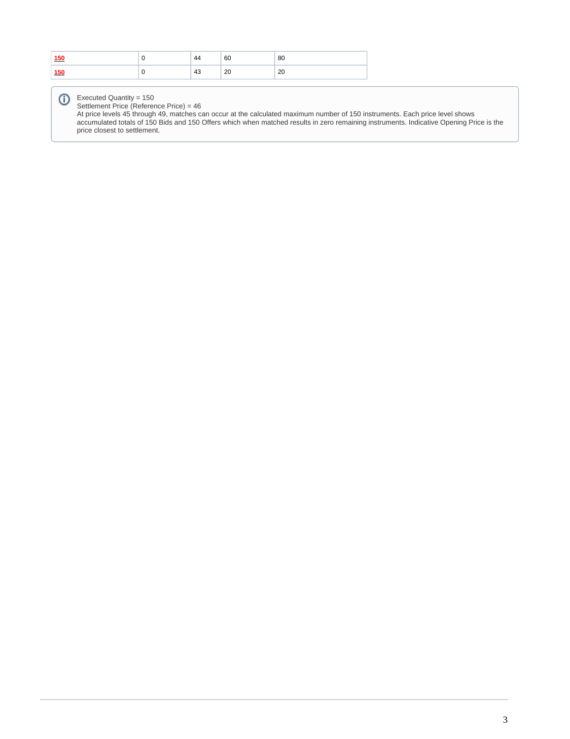| | | | | |
|---|---|---|---|---|
| 150 | 0 | 44 | 60 | 80 |
| 150 | 0 | 43 | 20 | 20 |

Executed Quantity = 150
Settlement Price (Reference Price) = 46
At price levels 45 through 49, matches can occur at the calculated maximum number of 150 instruments. Each price level shows accumulated totals of 150 Bids and 150 Offers which when matched results in zero remaining instruments. Indicative Opening Price is the price closest to settlement.